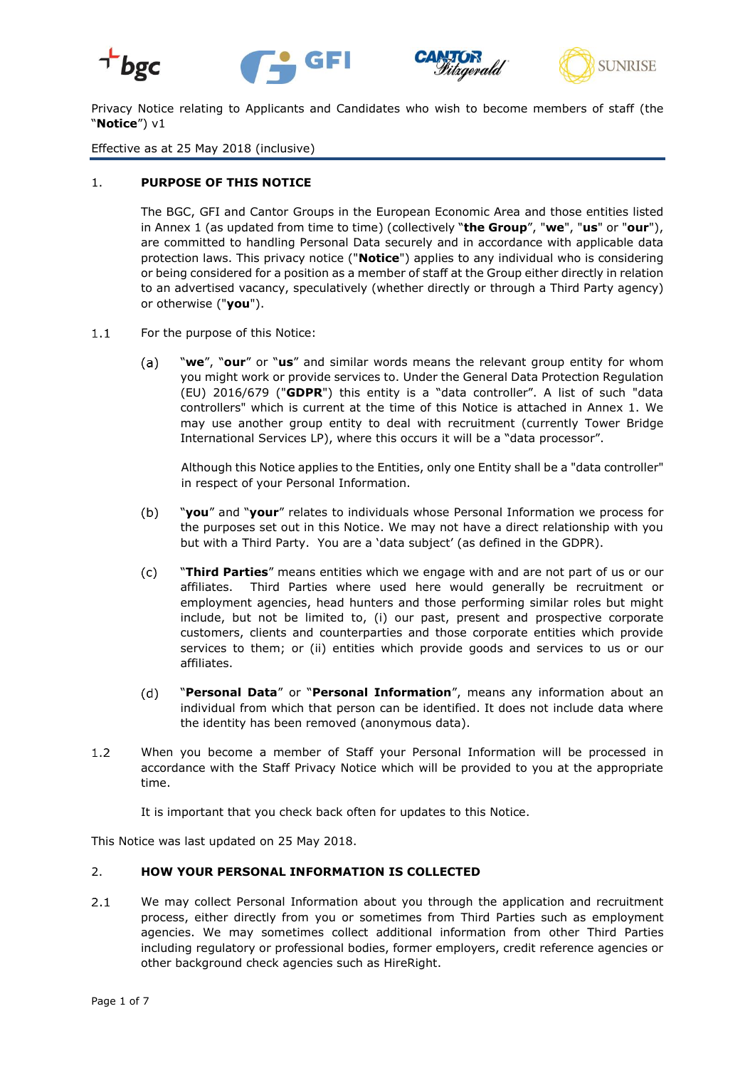Privacy Notice relating to Applicants and Candidates who wish to become members of staff (the "**Notice**") v1

Effective as at 25 May 2018 (inclusive)

## 1. PURPOSE OF THIS NOTICE

The BGC, GFI and Cantor Groups in the European Economic Area and those entities listed in Annex 1 (as updated from time to time) (collectively "**the Group**", "**we**", "**us**" or "**our**"), are committed to handling Personal Data securely and in accordance with applicable data protection laws. This privacy notice ("**Notice**") applies to any individual who is considering or being considered for a position as a member of staff at the Group either directly in relation to an advertised vacancy, speculatively (whether directly or through a Third Party agency) or otherwise ("**you**").

1.1 For the purpose of this Notice:

(a) "**we**", "**our**" or "**us**" and similar words means the relevant group entity for whom you might work or provide services to. Under the General Data Protection Regulation (EU) 2016/679 ("**GDPR**") this entity is a "data controller". A list of such "data controllers" which is current at the time of this Notice is attached in Annex 1. We may use another group entity to deal with recruitment (currently Tower Bridge International Services LP), where this occurs it will be a "data processor".

Although this Notice applies to the Entities, only one Entity shall be a "data controller" in respect of your Personal Information.

(b) "**you**" and "**your**" relates to individuals whose Personal Information we process for the purposes set out in this Notice. We may not have a direct relationship with you but with a Third Party. You are a 'data subject' (as defined in the GDPR).

(c) "**Third Parties**" means entities which we engage with and are not part of us or our affiliates. Third Parties where used here would generally be recruitment or employment agencies, head hunters and those performing similar roles but might include, but not be limited to, (i) our past, present and prospective corporate customers, clients and counterparties and those corporate entities which provide services to them; or (ii) entities which provide goods and services to us or our affiliates.

(d) "**Personal Data**" or "**Personal Information**", means any information about an individual from which that person can be identified. It does not include data where the identity has been removed (anonymous data).

1.2 When you become a member of Staff your Personal Information will be processed in accordance with the Staff Privacy Notice which will be provided to you at the appropriate time.

It is important that you check back often for updates to this Notice.

This Notice was last updated on 25 May 2018.

## 2. HOW YOUR PERSONAL INFORMATION IS COLLECTED

2.1 We may collect Personal Information about you through the application and recruitment process, either directly from you or sometimes from Third Parties such as employment agencies. We may sometimes collect additional information from other Third Parties including regulatory or professional bodies, former employers, credit reference agencies or other background check agencies such as HireRight.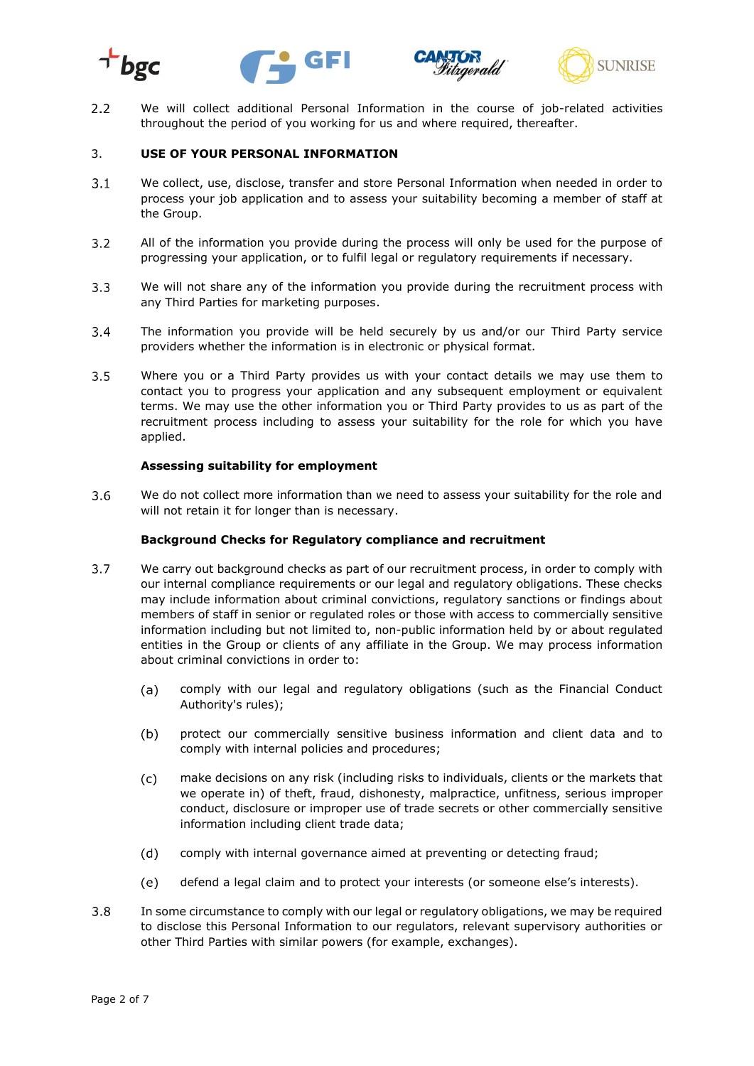2.2 We will collect additional Personal Information in the course of job-related activities throughout the period of you working for us and where required, thereafter.

## 3. USE OF YOUR PERSONAL INFORMATION

3.1 We collect, use, disclose, transfer and store Personal Information when needed in order to process your job application and to assess your suitability becoming a member of staff at the Group.

3.2 All of the information you provide during the process will only be used for the purpose of progressing your application, or to fulfil legal or regulatory requirements if necessary.

3.3 We will not share any of the information you provide during the recruitment process with any Third Parties for marketing purposes.

3.4 The information you provide will be held securely by us and/or our Third Party service providers whether the information is in electronic or physical format.

3.5 Where you or a Third Party provides us with your contact details we may use them to contact you to progress your application and any subsequent employment or equivalent terms. We may use the other information you or Third Party provides to us as part of the recruitment process including to assess your suitability for the role for which you have applied.

**Assessing suitability for employment**

3.6 We do not collect more information than we need to assess your suitability for the role and will not retain it for longer than is necessary.

**Background Checks for Regulatory compliance and recruitment**

3.7 We carry out background checks as part of our recruitment process, in order to comply with our internal compliance requirements or our legal and regulatory obligations. These checks may include information about criminal convictions, regulatory sanctions or findings about members of staff in senior or regulated roles or those with access to commercially sensitive information including but not limited to, non-public information held by or about regulated entities in the Group or clients of any affiliate in the Group. We may process information about criminal convictions in order to:

(a) comply with our legal and regulatory obligations (such as the Financial Conduct Authority's rules);

(b) protect our commercially sensitive business information and client data and to comply with internal policies and procedures;

(c) make decisions on any risk (including risks to individuals, clients or the markets that we operate in) of theft, fraud, dishonesty, malpractice, unfitness, serious improper conduct, disclosure or improper use of trade secrets or other commercially sensitive information including client trade data;

(d) comply with internal governance aimed at preventing or detecting fraud;

(e) defend a legal claim and to protect your interests (or someone else's interests).

3.8 In some circumstance to comply with our legal or regulatory obligations, we may be required to disclose this Personal Information to our regulators, relevant supervisory authorities or other Third Parties with similar powers (for example, exchanges).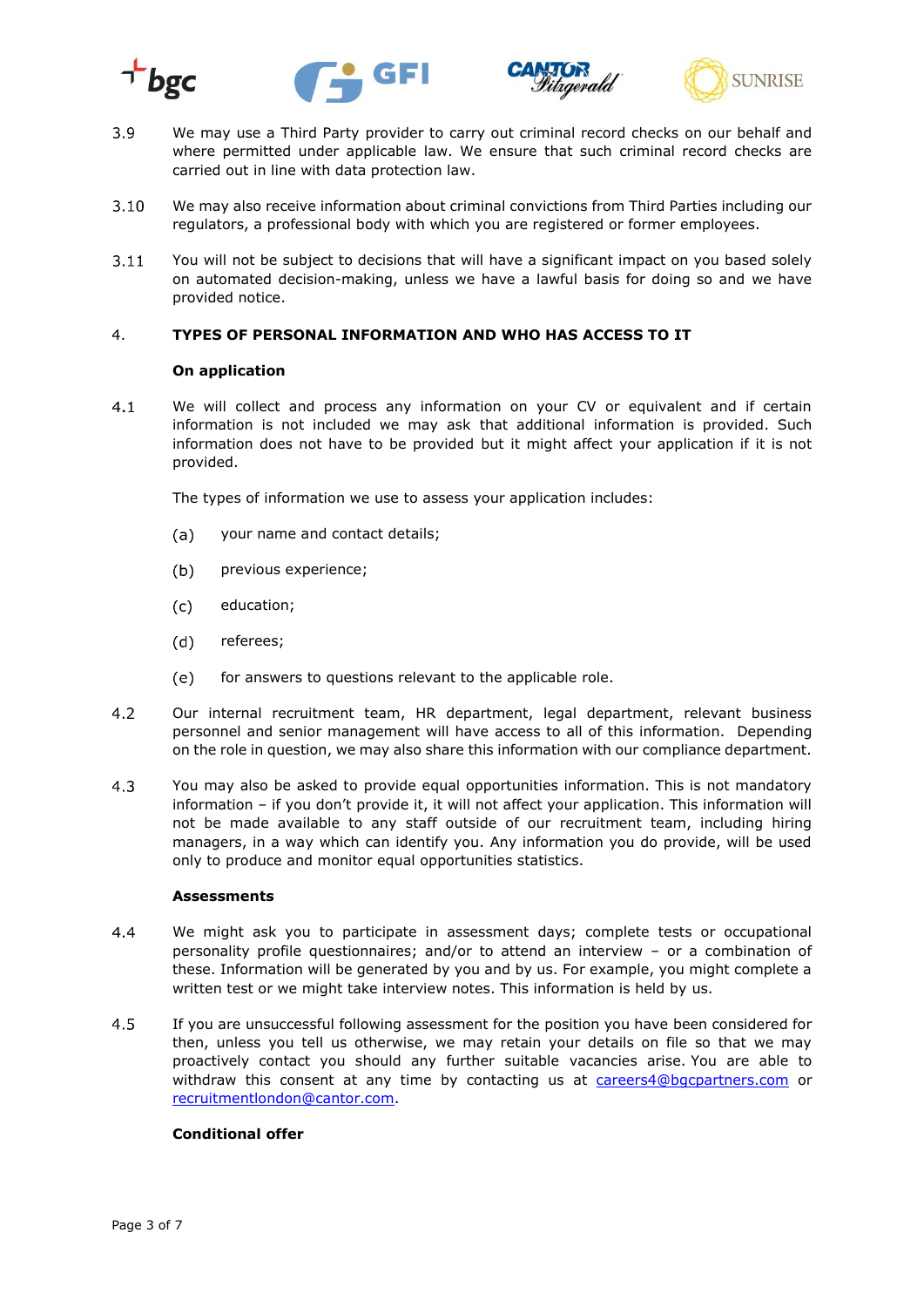3.9 We may use a Third Party provider to carry out criminal record checks on our behalf and where permitted under applicable law. We ensure that such criminal record checks are carried out in line with data protection law.

3.10 We may also receive information about criminal convictions from Third Parties including our regulators, a professional body with which you are registered or former employees.

3.11 You will not be subject to decisions that will have a significant impact on you based solely on automated decision-making, unless we have a lawful basis for doing so and we have provided notice.

## 4. TYPES OF PERSONAL INFORMATION AND WHO HAS ACCESS TO IT

**On application**

4.1 We will collect and process any information on your CV or equivalent and if certain information is not included we may ask that additional information is provided. Such information does not have to be provided but it might affect your application if it is not provided.

The types of information we use to assess your application includes:

(a) your name and contact details;

(b) previous experience;

(c) education;

(d) referees;

(e) for answers to questions relevant to the applicable role.

4.2 Our internal recruitment team, HR department, legal department, relevant business personnel and senior management will have access to all of this information. Depending on the role in question, we may also share this information with our compliance department.

4.3 You may also be asked to provide equal opportunities information. This is not mandatory information – if you don't provide it, it will not affect your application. This information will not be made available to any staff outside of our recruitment team, including hiring managers, in a way which can identify you. Any information you do provide, will be used only to produce and monitor equal opportunities statistics.

**Assessments**

4.4 We might ask you to participate in assessment days; complete tests or occupational personality profile questionnaires; and/or to attend an interview – or a combination of these. Information will be generated by you and by us. For example, you might complete a written test or we might take interview notes. This information is held by us.

4.5 If you are unsuccessful following assessment for the position you have been considered for then, unless you tell us otherwise, we may retain your details on file so that we may proactively contact you should any further suitable vacancies arise. You are able to withdraw this consent at any time by contacting us at careers4@bgcpartners.com or recruitmentlondon@cantor.com.

**Conditional offer**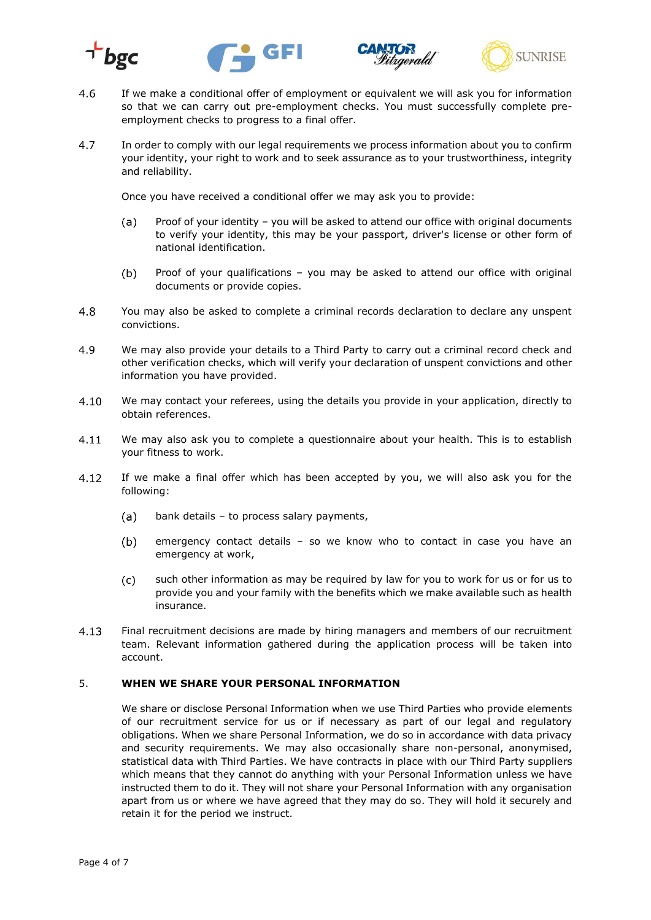4.6 If we make a conditional offer of employment or equivalent we will ask you for information so that we can carry out pre-employment checks. You must successfully complete pre-employment checks to progress to a final offer.

4.7 In order to comply with our legal requirements we process information about you to confirm your identity, your right to work and to seek assurance as to your trustworthiness, integrity and reliability.

Once you have received a conditional offer we may ask you to provide:

(a) Proof of your identity – you will be asked to attend our office with original documents to verify your identity, this may be your passport, driver's license or other form of national identification.

(b) Proof of your qualifications – you may be asked to attend our office with original documents or provide copies.

4.8 You may also be asked to complete a criminal records declaration to declare any unspent convictions.

4.9 We may also provide your details to a Third Party to carry out a criminal record check and other verification checks, which will verify your declaration of unspent convictions and other information you have provided.

4.10 We may contact your referees, using the details you provide in your application, directly to obtain references.

4.11 We may also ask you to complete a questionnaire about your health. This is to establish your fitness to work.

4.12 If we make a final offer which has been accepted by you, we will also ask you for the following:

(a) bank details – to process salary payments,

(b) emergency contact details – so we know who to contact in case you have an emergency at work,

(c) such other information as may be required by law for you to work for us or for us to provide you and your family with the benefits which we make available such as health insurance.

4.13 Final recruitment decisions are made by hiring managers and members of our recruitment team. Relevant information gathered during the application process will be taken into account.

## 5. WHEN WE SHARE YOUR PERSONAL INFORMATION

We share or disclose Personal Information when we use Third Parties who provide elements of our recruitment service for us or if necessary as part of our legal and regulatory obligations. When we share Personal Information, we do so in accordance with data privacy and security requirements. We may also occasionally share non-personal, anonymised, statistical data with Third Parties. We have contracts in place with our Third Party suppliers which means that they cannot do anything with your Personal Information unless we have instructed them to do it. They will not share your Personal Information with any organisation apart from us or where we have agreed that they may do so. They will hold it securely and retain it for the period we instruct.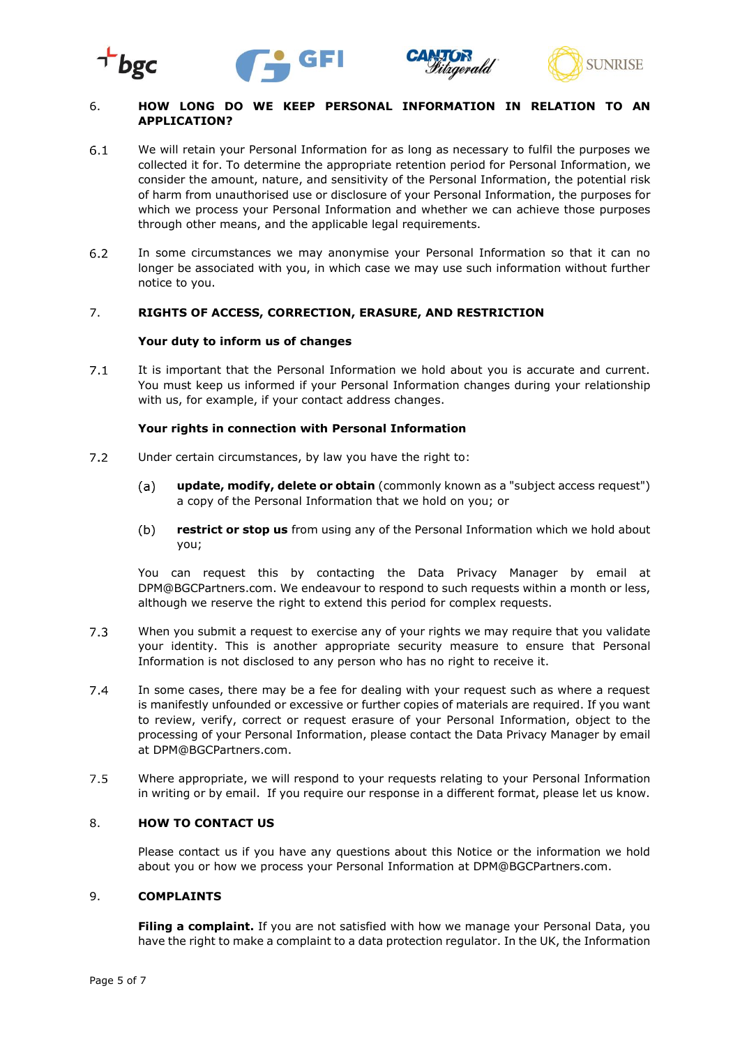## 6. HOW LONG DO WE KEEP PERSONAL INFORMATION IN RELATION TO AN APPLICATION?

6.1 We will retain your Personal Information for as long as necessary to fulfil the purposes we collected it for. To determine the appropriate retention period for Personal Information, we consider the amount, nature, and sensitivity of the Personal Information, the potential risk of harm from unauthorised use or disclosure of your Personal Information, the purposes for which we process your Personal Information and whether we can achieve those purposes through other means, and the applicable legal requirements.

6.2 In some circumstances we may anonymise your Personal Information so that it can no longer be associated with you, in which case we may use such information without further notice to you.

## 7. RIGHTS OF ACCESS, CORRECTION, ERASURE, AND RESTRICTION

**Your duty to inform us of changes**

7.1 It is important that the Personal Information we hold about you is accurate and current. You must keep us informed if your Personal Information changes during your relationship with us, for example, if your contact address changes.

**Your rights in connection with Personal Information**

7.2 Under certain circumstances, by law you have the right to:

(a) **update, modify, delete or obtain** (commonly known as a "subject access request") a copy of the Personal Information that we hold on you; or

(b) **restrict or stop us** from using any of the Personal Information which we hold about you;

You can request this by contacting the Data Privacy Manager by email at DPM@BGCPartners.com. We endeavour to respond to such requests within a month or less, although we reserve the right to extend this period for complex requests.

7.3 When you submit a request to exercise any of your rights we may require that you validate your identity. This is another appropriate security measure to ensure that Personal Information is not disclosed to any person who has no right to receive it.

7.4 In some cases, there may be a fee for dealing with your request such as where a request is manifestly unfounded or excessive or further copies of materials are required. If you want to review, verify, correct or request erasure of your Personal Information, object to the processing of your Personal Information, please contact the Data Privacy Manager by email at DPM@BGCPartners.com.

7.5 Where appropriate, we will respond to your requests relating to your Personal Information in writing or by email. If you require our response in a different format, please let us know.

## 8. HOW TO CONTACT US

Please contact us if you have any questions about this Notice or the information we hold about you or how we process your Personal Information at DPM@BGCPartners.com.

## 9. COMPLAINTS

**Filing a complaint.** If you are not satisfied with how we manage your Personal Data, you have the right to make a complaint to a data protection regulator. In the UK, the Information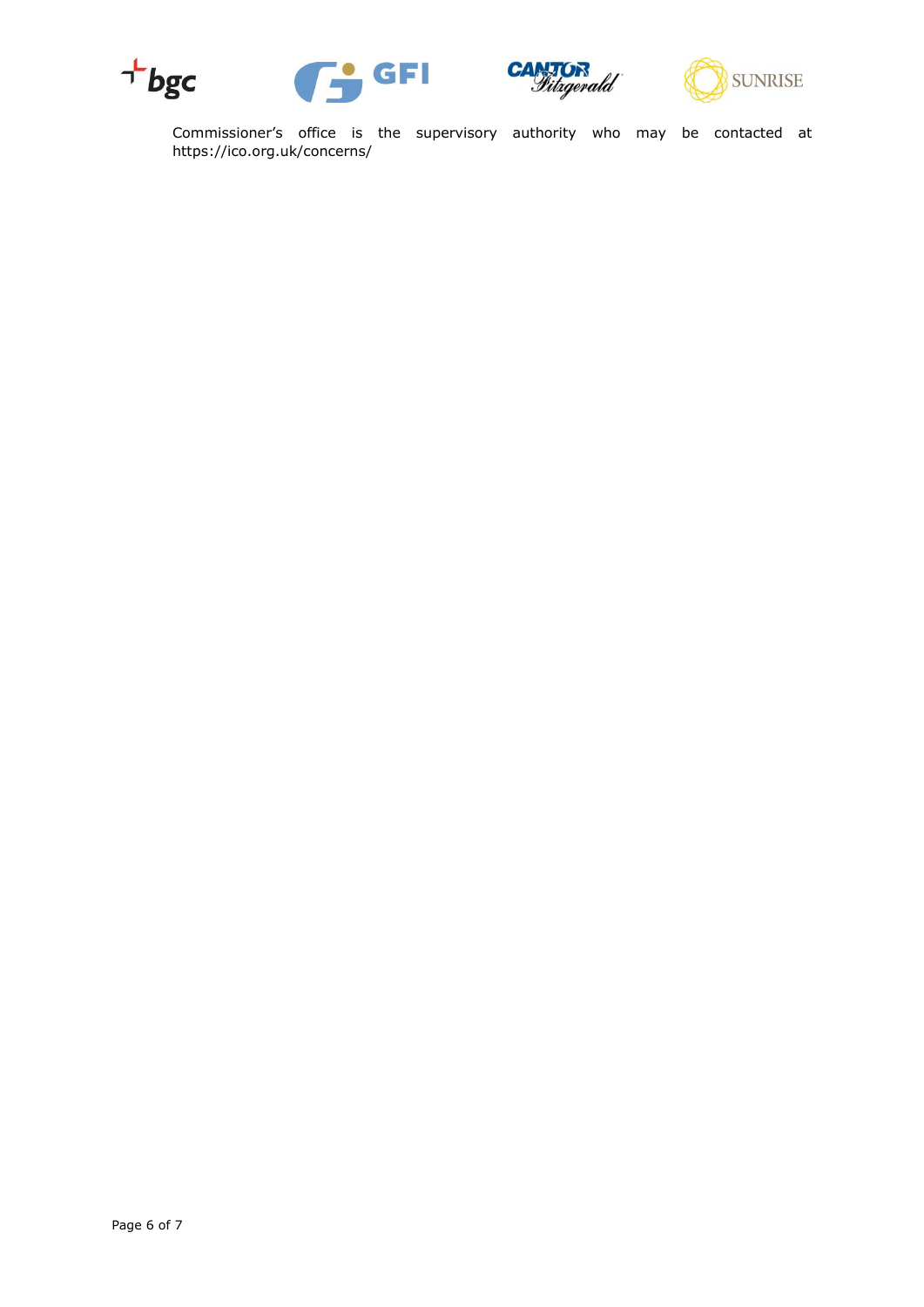Commissioner's office is the supervisory authority who may be contacted at https://ico.org.uk/concerns/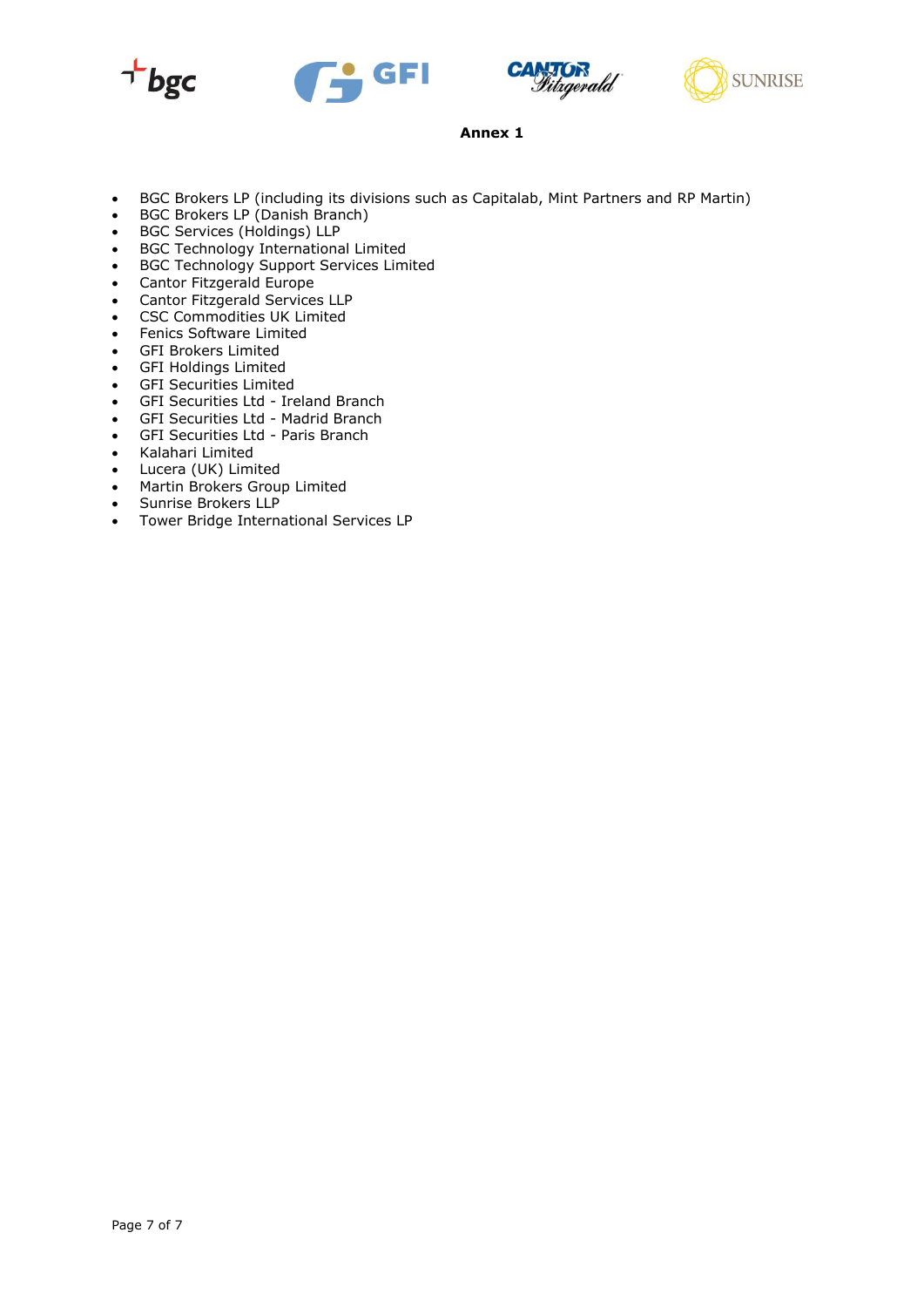**Annex 1**

- BGC Brokers LP (including its divisions such as Capitalab, Mint Partners and RP Martin)
- BGC Brokers LP (Danish Branch)
- BGC Services (Holdings) LLP
- BGC Technology International Limited
- BGC Technology Support Services Limited
- Cantor Fitzgerald Europe
- Cantor Fitzgerald Services LLP
- CSC Commodities UK Limited
- Fenics Software Limited
- GFI Brokers Limited
- GFI Holdings Limited
- GFI Securities Limited
- GFI Securities Ltd - Ireland Branch
- GFI Securities Ltd - Madrid Branch
- GFI Securities Ltd - Paris Branch
- Kalahari Limited
- Lucera (UK) Limited
- Martin Brokers Group Limited
- Sunrise Brokers LLP
- Tower Bridge International Services LP